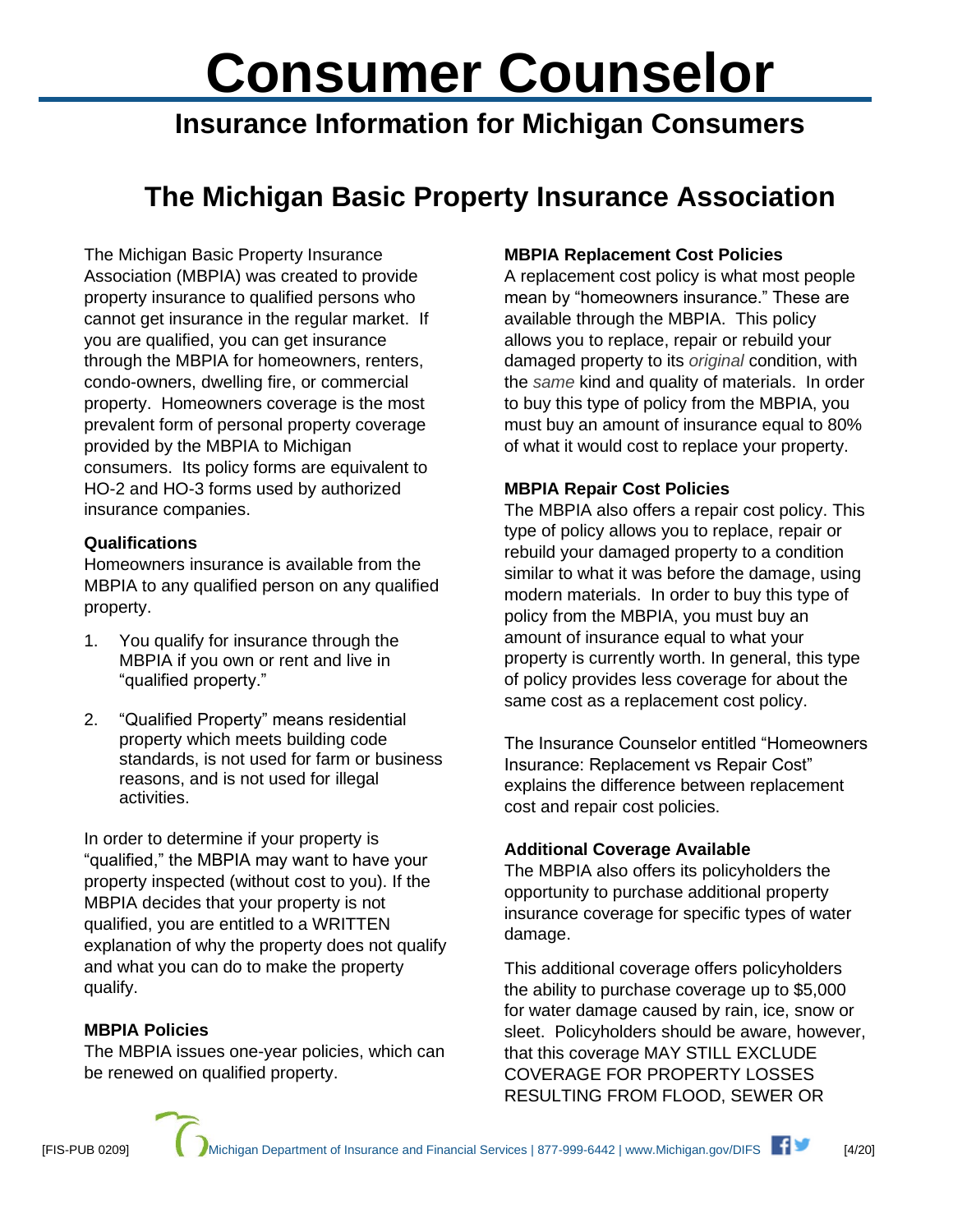# Consumer Counselor

## Insurance Information for Michigan Consumers

## The Michigan Basic Property Insurance Association

The Michigan Basic Property Insurance Association (MBPIA) was created to provide property insurance to qualified persons who cannot get insurance in the regular market. If you are qualified, you can get insurance through the MBPIA for homeowners, renters, condo-owners, dwelling fire, or commercial property. Homeowners coverage is the most prevalent form of personal property coverage provided by the MBPIA to Michigan consumers. Its policy forms are equivalent to HO-2 and HO-3 forms used by authorized insurance companies.

### Qualifications

Homeowners insurance is available from the MBPIA to any qualified person on any qualified property.

1. You qualify for insurance through the MBPIA if you own or rent and live in "qualified property."

2. "Qualified Property" means residential property which meets building code standards, is not used for farm or business reasons, and is not used for illegal activities.

In order to determine if your property is "qualified," the MBPIA may want to have your property inspected (without cost to you). If the MBPIA decides that your property is not qualified, you are entitled to a WRITTEN explanation of why the property does not qualify and what you can do to make the property qualify.

### MBPIA Policies

The MBPIA issues one-year policies, which can be renewed on qualified property.

### MBPIA Replacement Cost Policies

A replacement cost policy is what most people mean by "homeowners insurance." These are available through the MBPIA. This policy allows you to replace, repair or rebuild your damaged property to its *original* condition, with the *same* kind and quality of materials. In order to buy this type of policy from the MBPIA, you must buy an amount of insurance equal to 80% of what it would cost to replace your property.

### MBPIA Repair Cost Policies

The MBPIA also offers a repair cost policy. This type of policy allows you to replace, repair or rebuild your damaged property to a condition similar to what it was before the damage, using modern materials. In order to buy this type of policy from the MBPIA, you must buy an amount of insurance equal to what your property is currently worth. In general, this type of policy provides less coverage for about the same cost as a replacement cost policy.

The Insurance Counselor entitled "Homeowners Insurance: Replacement vs Repair Cost" explains the difference between replacement cost and repair cost policies.

### Additional Coverage Available

The MBPIA also offers its policyholders the opportunity to purchase additional property insurance coverage for specific types of water damage.

This additional coverage offers policyholders the ability to purchase coverage up to $5,000 for water damage caused by rain, ice, snow or sleet. Policyholders should be aware, however, that this coverage MAY STILL EXCLUDE COVERAGE FOR PROPERTY LOSSES RESULTING FROM FLOOD, SEWER OR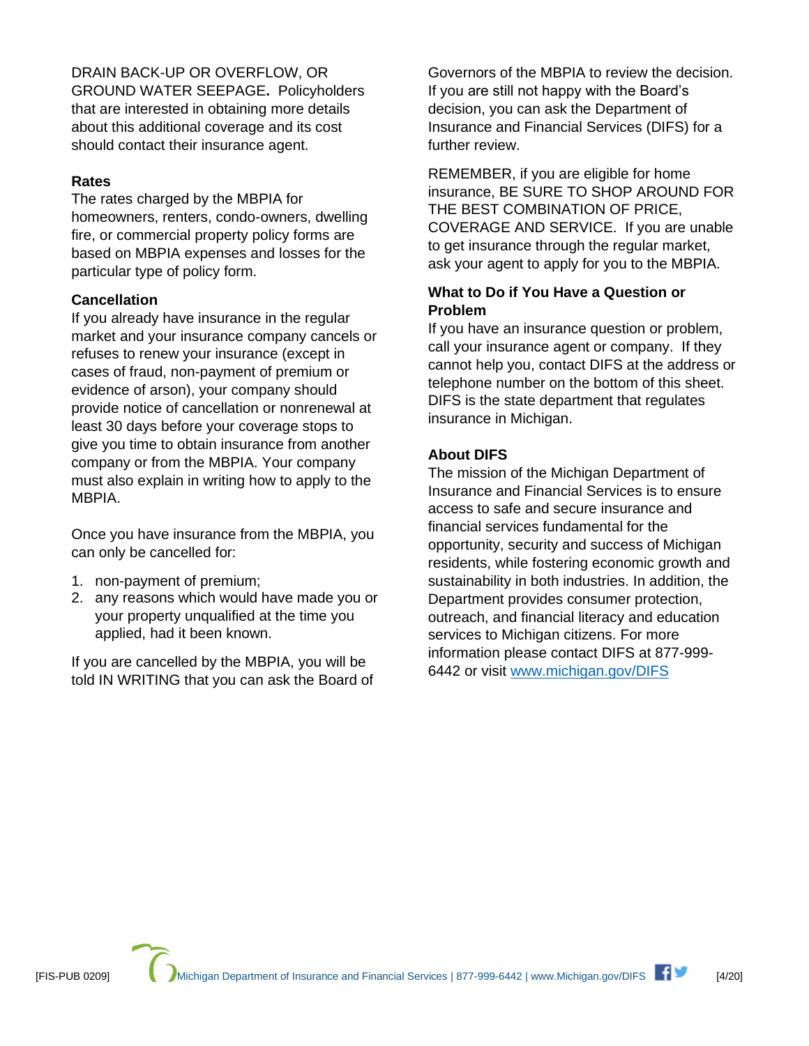DRAIN BACK-UP OR OVERFLOW, OR GROUND WATER SEEPAGE**.** Policyholders that are interested in obtaining more details about this additional coverage and its cost should contact their insurance agent.

**Rates**

The rates charged by the MBPIA for homeowners, renters, condo-owners, dwelling fire, or commercial property policy forms are based on MBPIA expenses and losses for the particular type of policy form.

**Cancellation**

If you already have insurance in the regular market and your insurance company cancels or refuses to renew your insurance (except in cases of fraud, non-payment of premium or evidence of arson), your company should provide notice of cancellation or nonrenewal at least 30 days before your coverage stops to give you time to obtain insurance from another company or from the MBPIA. Your company must also explain in writing how to apply to the MBPIA.

Once you have insurance from the MBPIA, you can only be cancelled for:

1. non-payment of premium;
2. any reasons which would have made you or your property unqualified at the time you applied, had it been known.

If you are cancelled by the MBPIA, you will be told IN WRITING that you can ask the Board of Governors of the MBPIA to review the decision. If you are still not happy with the Board's decision, you can ask the Department of Insurance and Financial Services (DIFS) for a further review.

REMEMBER, if you are eligible for home insurance, BE SURE TO SHOP AROUND FOR THE BEST COMBINATION OF PRICE, COVERAGE AND SERVICE. If you are unable to get insurance through the regular market, ask your agent to apply for you to the MBPIA.

**What to Do if You Have a Question or Problem**

If you have an insurance question or problem, call your insurance agent or company. If they cannot help you, contact DIFS at the address or telephone number on the bottom of this sheet. DIFS is the state department that regulates insurance in Michigan.

**About DIFS**

The mission of the Michigan Department of Insurance and Financial Services is to ensure access to safe and secure insurance and financial services fundamental for the opportunity, security and success of Michigan residents, while fostering economic growth and sustainability in both industries. In addition, the Department provides consumer protection, outreach, and financial literacy and education services to Michigan citizens. For more information please contact DIFS at 877-999-6442 or visit www.michigan.gov/DIFS

[FIS-PUB 0209] Michigan Department of Insurance and Financial Services | 877-999-6442 | www.Michigan.gov/DIFS [4/20]